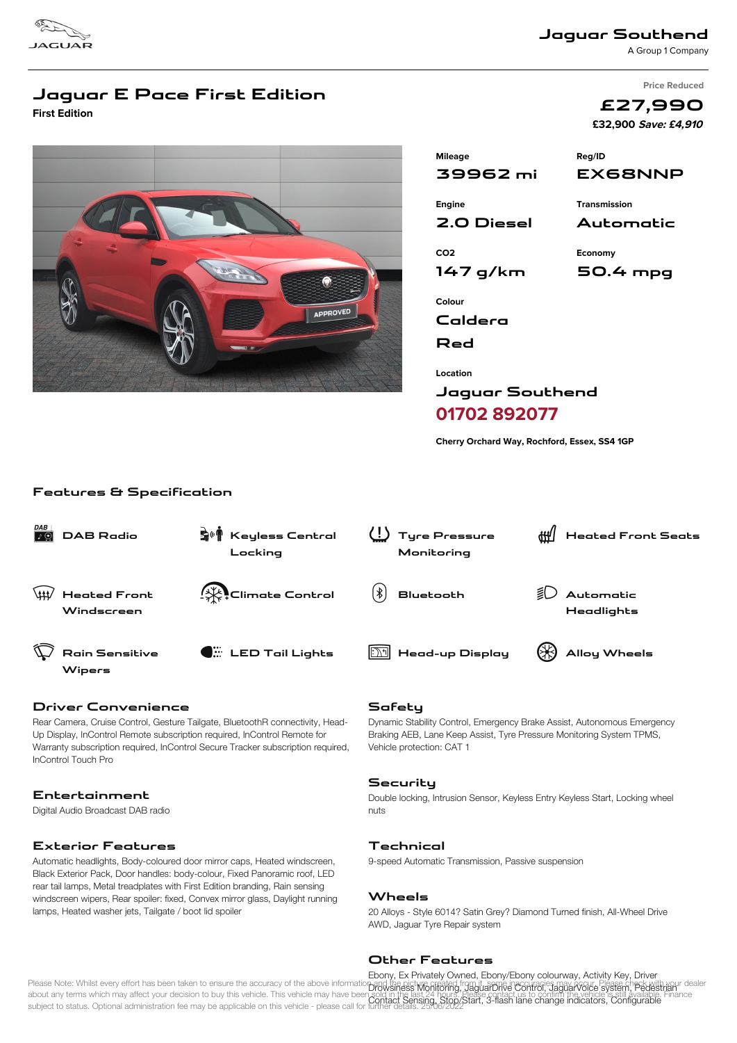JAGUAR

## Jaguar Southend

A Group 1 Company

# Jaguar E Pace First Edition

**First Edition**

Price Reduced

**£27,990**

**£32,900** ***Save: £4,910***

| | |
|---|---|
| **Mileage** | **Reg/ID** |
| 39962 mi | EX68NNP |
| **Engine** | **Transmission** |
| 2.0 Diesel | Automatic |
| **CO2** | **Economy** |
| 147 g/km | 50.4 mpg |
| **Colour** | |
| Caldera Red | |

**Location**

Jaguar Southend

**01702 892077**

**Cherry Orchard Way, Rochford, Essex, SS4 1GP**

## Features & Specification

- DAB Radio
- Keyless Central Locking
- Tyre Pressure Monitoring
- Heated Front Seats
- Heated Front Windscreen
- Climate Control
- Bluetooth
- Automatic Headlights
- Rain Sensitive Wipers
- LED Tail Lights
- Head-up Display
- Alloy Wheels

### Driver Convenience

Rear Camera, Cruise Control, Gesture Tailgate, BluetoothR connectivity, Head-Up Display, InControl Remote subscription required, InControl Remote for Warranty subscription required, InControl Secure Tracker subscription required, InControl Touch Pro

### Entertainment

Digital Audio Broadcast DAB radio

### Exterior Features

Automatic headlights, Body-coloured door mirror caps, Heated windscreen, Black Exterior Pack, Door handles: body-colour, Fixed Panoramic roof, LED rear tail lamps, Metal treadplates with First Edition branding, Rain sensing windscreen wipers, Rear spoiler: fixed, Convex mirror glass, Daylight running lamps, Heated washer jets, Tailgate / boot lid spoiler

### Safety

Dynamic Stability Control, Emergency Brake Assist, Autonomous Emergency Braking AEB, Lane Keep Assist, Tyre Pressure Monitoring System TPMS, Vehicle protection: CAT 1

### Security

Double locking, Intrusion Sensor, Keyless Entry Keyless Start, Locking wheel nuts

### Technical

9-speed Automatic Transmission, Passive suspension

### Wheels

20 Alloys - Style 6014? Satin Grey? Diamond Turned finish, All-Wheel Drive AWD, Jaguar Tyre Repair system

### Other Features

Ebony, Ex Privately Owned, Ebony/Ebony colourway, Activity Key, Driver Drowsiness Monitoring, JaguarDrive Control, JaguarVoice system, Pedestrian Contact Sensing, Stop/Start, 3-flash lane change indicators, Configurable

Please Note: Whilst every effort has been taken to ensure the accuracy of the above information and the picture created from it, some inaccuracies may occur. Please check with your dealer about any terms which may affect your decision to buy this vehicle. This vehicle may have been sold in the last 24 hours. Please contact us to confirm the vehicle is still available. Finance subject to status. Optional administration fee may be applicable on this vehicle - please call for further details. 25/06/2022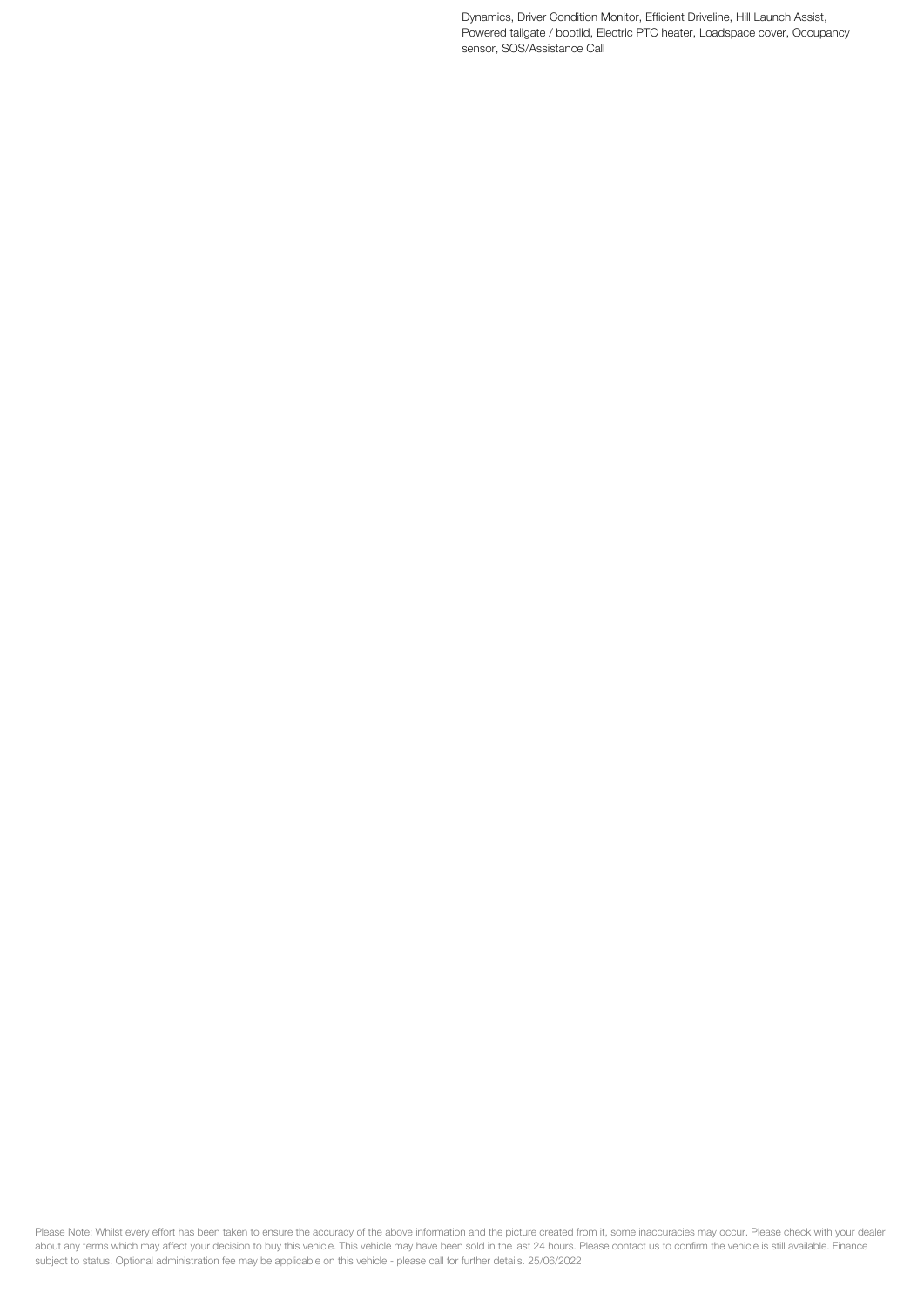Dynamics, Driver Condition Monitor, Efficient Driveline, Hill Launch Assist, Powered tailgate / bootlid, Electric PTC heater, Loadspace cover, Occupancy sensor, SOS/Assistance Call

Please Note: Whilst every effort has been taken to ensure the accuracy of the above information and the picture created from it, some inaccuracies may occur. Please check with your dealer about any terms which may affect your decision to buy this vehicle. This vehicle may have been sold in the last 24 hours. Please contact us to confirm the vehicle is still available. Finance subject to status. Optional administration fee may be applicable on this vehicle - please call for further details. 25/06/2022